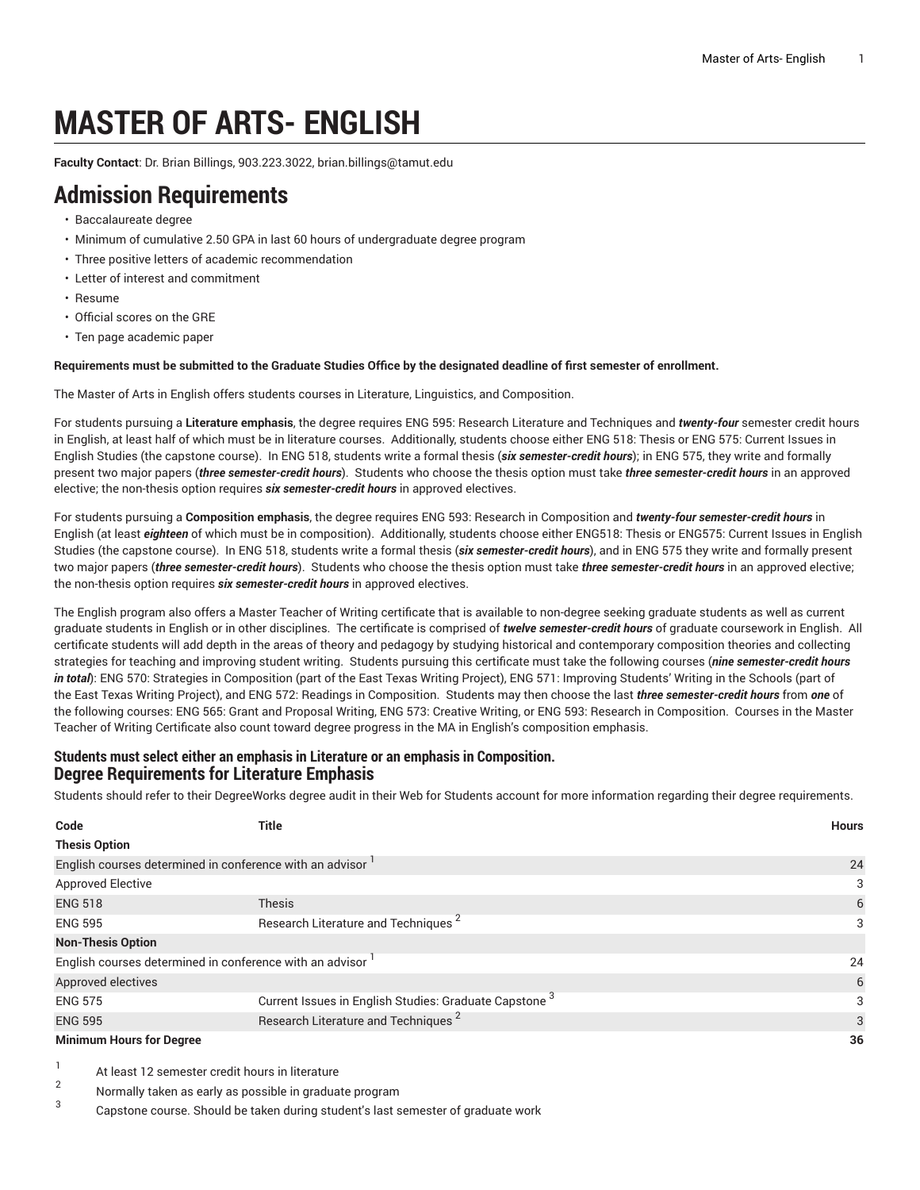# MASTER OF ARTS- ENGLISH

**Faculty Contact**: Dr. Brian Billings, 903.223.3022, brian.billings@tamut.edu

## Admission Requirements

- Baccalaureate degree
- Minimum of cumulative 2.50 GPA in last 60 hours of undergraduate degree program
- Three positive letters of academic recommendation
- Letter of interest and commitment
- Resume
- Official scores on the GRE
- Ten page academic paper

**Requirements must be submitted to the Graduate Studies Office by the designated deadline of first semester of enrollment.**

The Master of Arts in English offers students courses in Literature, Linguistics, and Composition.

For students pursuing a **Literature emphasis**, the degree requires ENG 595: Research Literature and Techniques and ***twenty-four*** semester credit hours in English, at least half of which must be in literature courses. Additionally, students choose either ENG 518: Thesis or ENG 575: Current Issues in English Studies (the capstone course). In ENG 518, students write a formal thesis (***six semester-credit hours***); in ENG 575, they write and formally present two major papers (***three semester-credit hours***). Students who choose the thesis option must take ***three semester-credit hours*** in an approved elective; the non-thesis option requires ***six semester-credit hours*** in approved electives.

For students pursuing a **Composition emphasis**, the degree requires ENG 593: Research in Composition and ***twenty-four semester-credit hours*** in English (at least ***eighteen*** of which must be in composition). Additionally, students choose either ENG518: Thesis or ENG575: Current Issues in English Studies (the capstone course). In ENG 518, students write a formal thesis (***six semester-credit hours***), and in ENG 575 they write and formally present two major papers (***three semester-credit hours***). Students who choose the thesis option must take ***three semester-credit hours*** in an approved elective; the non-thesis option requires ***six semester-credit hours*** in approved electives.

The English program also offers a Master Teacher of Writing certificate that is available to non-degree seeking graduate students as well as current graduate students in English or in other disciplines. The certificate is comprised of ***twelve semester-credit hours*** of graduate coursework in English. All certificate students will add depth in the areas of theory and pedagogy by studying historical and contemporary composition theories and collecting strategies for teaching and improving student writing. Students pursuing this certificate must take the following courses (***nine semester-credit hours in total***): ENG 570: Strategies in Composition (part of the East Texas Writing Project), ENG 571: Improving Students' Writing in the Schools (part of the East Texas Writing Project), and ENG 572: Readings in Composition. Students may then choose the last ***three semester-credit hours*** from ***one*** of the following courses: ENG 565: Grant and Proposal Writing, ENG 573: Creative Writing, or ENG 593: Research in Composition. Courses in the Master Teacher of Writing Certificate also count toward degree progress in the MA in English's composition emphasis.

### Students must select either an emphasis in Literature or an emphasis in Composition.

### Degree Requirements for Literature Emphasis

Students should refer to their DegreeWorks degree audit in their Web for Students account for more information regarding their degree requirements.

| Code | Title | Hours |
|---|---|---|
| **Thesis Option** | | |
| English courses determined in conference with an advisor [1] | | 24 |
| Approved Elective | | 3 |
| ENG 518 | Thesis | 6 |
| ENG 595 | Research Literature and Techniques [2] | 3 |
| **Non-Thesis Option** | | |
| English courses determined in conference with an advisor [1] | | 24 |
| Approved electives | | 6 |
| ENG 575 | Current Issues in English Studies: Graduate Capstone [3] | 3 |
| ENG 595 | Research Literature and Techniques [2] | 3 |
| **Minimum Hours for Degree** | | **36** |

[1] At least 12 semester credit hours in literature

[2] Normally taken as early as possible in graduate program

[3] Capstone course. Should be taken during student's last semester of graduate work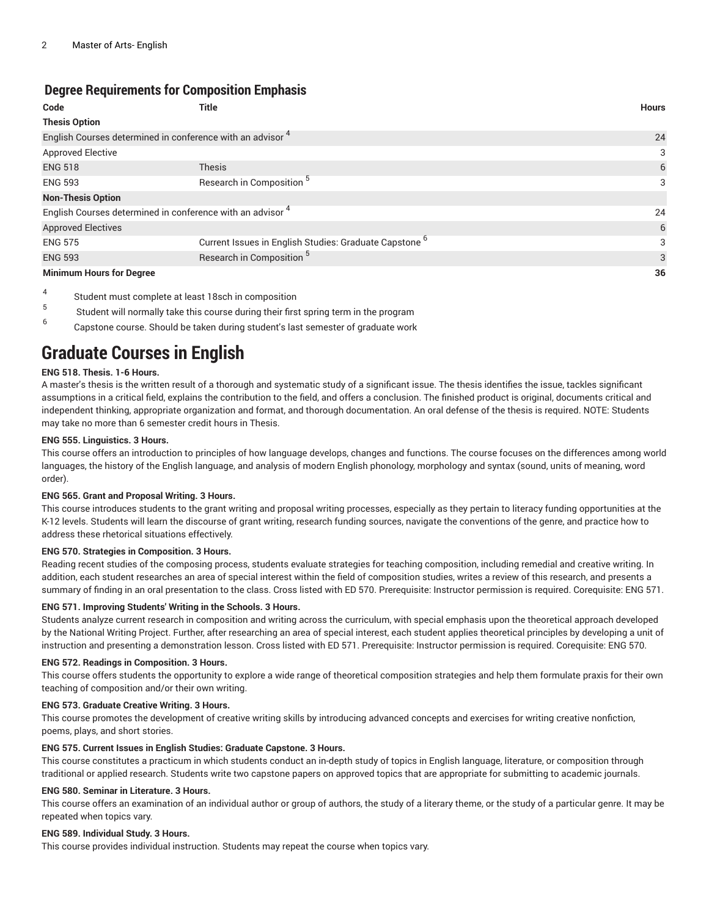## Degree Requirements for Composition Emphasis

| Code | Title | Hours |
| --- | --- | --- |
| **Thesis Option** | | |
| English Courses determined in conference with an advisor [4] | | 24 |
| Approved Elective | | 3 |
| ENG 518 | Thesis | 6 |
| ENG 593 | Research in Composition [5] | 3 |
| **Non-Thesis Option** | | |
| English Courses determined in conference with an advisor [4] | | 24 |
| Approved Electives | | 6 |
| ENG 575 | Current Issues in English Studies: Graduate Capstone [6] | 3 |
| ENG 593 | Research in Composition [5] | 3 |
| **Minimum Hours for Degree** | | **36** |

[4] Student must complete at least 18sch in composition

[5] Student will normally take this course during their first spring term in the program

[6] Capstone course. Should be taken during student's last semester of graduate work

# Graduate Courses in English

**ENG 518. Thesis. 1-6 Hours.**

A master's thesis is the written result of a thorough and systematic study of a significant issue. The thesis identifies the issue, tackles significant assumptions in a critical field, explains the contribution to the field, and offers a conclusion. The finished product is original, documents critical and independent thinking, appropriate organization and format, and thorough documentation. An oral defense of the thesis is required. NOTE: Students may take no more than 6 semester credit hours in Thesis.

**ENG 555. Linguistics. 3 Hours.**

This course offers an introduction to principles of how language develops, changes and functions. The course focuses on the differences among world languages, the history of the English language, and analysis of modern English phonology, morphology and syntax (sound, units of meaning, word order).

**ENG 565. Grant and Proposal Writing. 3 Hours.**

This course introduces students to the grant writing and proposal writing processes, especially as they pertain to literacy funding opportunities at the K-12 levels. Students will learn the discourse of grant writing, research funding sources, navigate the conventions of the genre, and practice how to address these rhetorical situations effectively.

**ENG 570. Strategies in Composition. 3 Hours.**

Reading recent studies of the composing process, students evaluate strategies for teaching composition, including remedial and creative writing. In addition, each student researches an area of special interest within the field of composition studies, writes a review of this research, and presents a summary of finding in an oral presentation to the class. Cross listed with ED 570. Prerequisite: Instructor permission is required. Corequisite: ENG 571.

**ENG 571. Improving Students' Writing in the Schools. 3 Hours.**

Students analyze current research in composition and writing across the curriculum, with special emphasis upon the theoretical approach developed by the National Writing Project. Further, after researching an area of special interest, each student applies theoretical principles by developing a unit of instruction and presenting a demonstration lesson. Cross listed with ED 571. Prerequisite: Instructor permission is required. Corequisite: ENG 570.

**ENG 572. Readings in Composition. 3 Hours.**

This course offers students the opportunity to explore a wide range of theoretical composition strategies and help them formulate praxis for their own teaching of composition and/or their own writing.

**ENG 573. Graduate Creative Writing. 3 Hours.**

This course promotes the development of creative writing skills by introducing advanced concepts and exercises for writing creative nonfiction, poems, plays, and short stories.

**ENG 575. Current Issues in English Studies: Graduate Capstone. 3 Hours.**

This course constitutes a practicum in which students conduct an in-depth study of topics in English language, literature, or composition through traditional or applied research. Students write two capstone papers on approved topics that are appropriate for submitting to academic journals.

**ENG 580. Seminar in Literature. 3 Hours.**

This course offers an examination of an individual author or group of authors, the study of a literary theme, or the study of a particular genre. It may be repeated when topics vary.

**ENG 589. Individual Study. 3 Hours.**

This course provides individual instruction. Students may repeat the course when topics vary.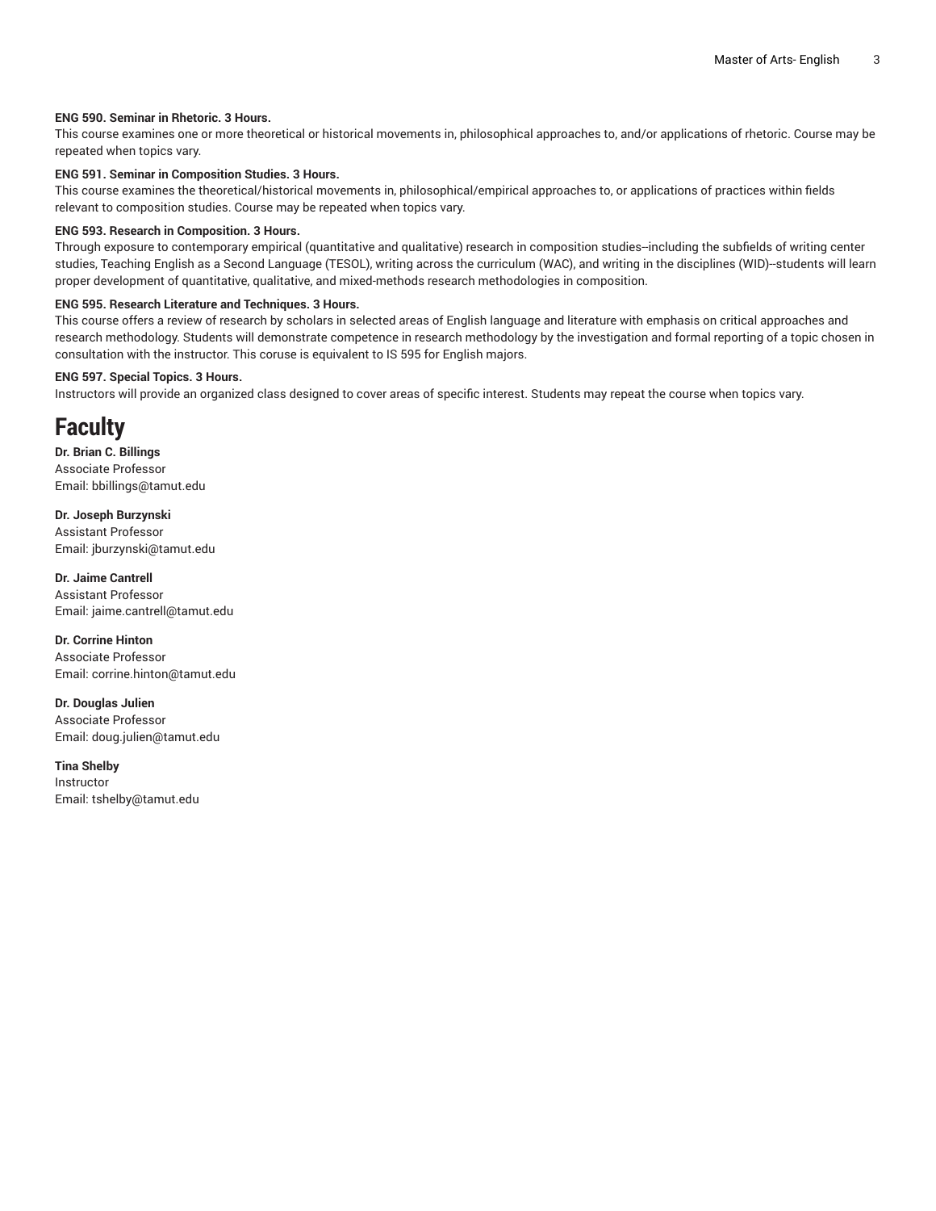**ENG 590. Seminar in Rhetoric. 3 Hours.**
This course examines one or more theoretical or historical movements in, philosophical approaches to, and/or applications of rhetoric. Course may be repeated when topics vary.

**ENG 591. Seminar in Composition Studies. 3 Hours.**
This course examines the theoretical/historical movements in, philosophical/empirical approaches to, or applications of practices within fields relevant to composition studies. Course may be repeated when topics vary.

**ENG 593. Research in Composition. 3 Hours.**
Through exposure to contemporary empirical (quantitative and qualitative) research in composition studies--including the subfields of writing center studies, Teaching English as a Second Language (TESOL), writing across the curriculum (WAC), and writing in the disciplines (WID)--students will learn proper development of quantitative, qualitative, and mixed-methods research methodologies in composition.

**ENG 595. Research Literature and Techniques. 3 Hours.**
This course offers a review of research by scholars in selected areas of English language and literature with emphasis on critical approaches and research methodology. Students will demonstrate competence in research methodology by the investigation and formal reporting of a topic chosen in consultation with the instructor. This coruse is equivalent to IS 595 for English majors.

**ENG 597. Special Topics. 3 Hours.**
Instructors will provide an organized class designed to cover areas of specific interest. Students may repeat the course when topics vary.

# Faculty

**Dr. Brian C. Billings**
Associate Professor
Email: bbillings@tamut.edu

**Dr. Joseph Burzynski**
Assistant Professor
Email: jburzynski@tamut.edu

**Dr. Jaime Cantrell**
Assistant Professor
Email: jaime.cantrell@tamut.edu

**Dr. Corrine Hinton**
Associate Professor
Email: corrine.hinton@tamut.edu

**Dr. Douglas Julien**
Associate Professor
Email: doug.julien@tamut.edu

**Tina Shelby**
Instructor
Email: tshelby@tamut.edu